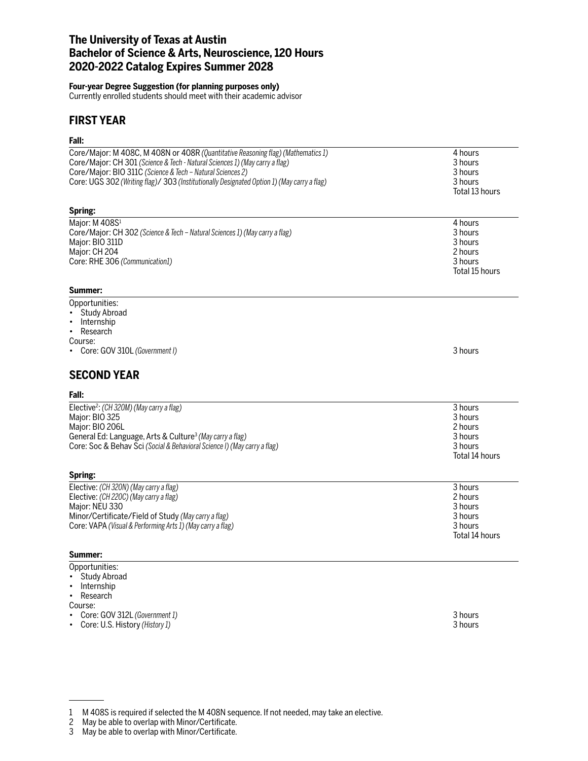# The University of Texas at Austin
# Bachelor of Science & Arts, Neuroscience, 120 Hours
# 2020-2022 Catalog Expires Summer 2028

**Four-year Degree Suggestion (for planning purposes only)**
Currently enrolled students should meet with their academic advisor

## FIRST YEAR

**Fall:**

| Course | Hours |
|---|---|
| Core/Major: M 408C, M 408N or 408R *(Quantitative Reasoning flag) (Mathematics 1)* | 4 hours |
| Core/Major: CH 301 *(Science & Tech - Natural Sciences 1) (May carry a flag)* | 3 hours |
| Core/Major: BIO 311C *(Science & Tech – Natural Sciences 2)* | 3 hours |
| Core: UGS 302 *(Writing flag)*/ 303 *(Institutionally Designated Option 1) (May carry a flag)* | 3 hours |
| | Total 13 hours |

**Spring:**

| Course | Hours |
|---|---|
| Major: M 408S[1] | 4 hours |
| Core/Major: CH 302 *(Science & Tech – Natural Sciences 1) (May carry a flag)* | 3 hours |
| Major: BIO 311D | 3 hours |
| Major: CH 204 | 2 hours |
| Core: RHE 306 *(Communication1)* | 3 hours |
| | Total 15 hours |

**Summer:**

Opportunities:
- Study Abroad
- Internship
- Research

Course:
- Core: GOV 310L *(Government I)* — 3 hours

## SECOND YEAR

**Fall:**

| Course | Hours |
|---|---|
| Elective[2]: *(CH 320M) (May carry a flag)* | 3 hours |
| Major: BIO 325 | 3 hours |
| Major: BIO 206L | 2 hours |
| General Ed: Language, Arts & Culture[3] *(May carry a flag)* | 3 hours |
| Core: Soc & Behav Sci *(Social & Behavioral Science I) (May carry a flag)* | 3 hours |
| | Total 14 hours |

**Spring:**

| Course | Hours |
|---|---|
| Elective: *(CH 320N) (May carry a flag)* | 3 hours |
| Elective: *(CH 220C) (May carry a flag)* | 2 hours |
| Major: NEU 330 | 3 hours |
| Minor/Certificate/Field of Study *(May carry a flag)* | 3 hours |
| Core: VAPA *(Visual & Performing Arts 1) (May carry a flag)* | 3 hours |
| | Total 14 hours |

**Summer:**

Opportunities:
- Study Abroad
- Internship
- Research

Course:
- Core: GOV 312L *(Government 1)* — 3 hours
- Core: U.S. History *(History 1)* — 3 hours

---

1 M 408S is required if selected the M 408N sequence. If not needed, may take an elective.
2 May be able to overlap with Minor/Certificate.
3 May be able to overlap with Minor/Certificate.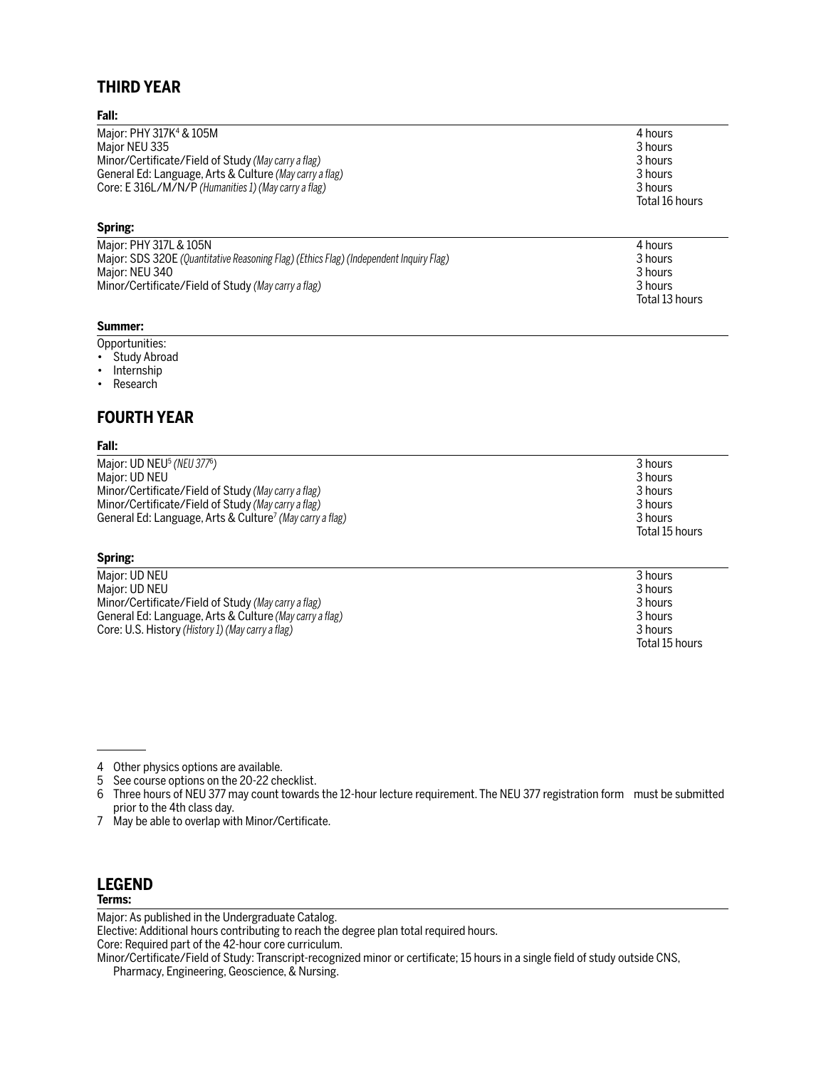## THIRD YEAR

**Fall:**

| | |
|---|---|
| Major: PHY 317K[4] & 105M | 4 hours |
| Major NEU 335 | 3 hours |
| Minor/Certificate/Field of Study *(May carry a flag)* | 3 hours |
| General Ed: Language, Arts & Culture *(May carry a flag)* | 3 hours |
| Core: E 316L/M/N/P *(Humanities 1) (May carry a flag)* | 3 hours |
| | Total 16 hours |

**Spring:**

| | |
|---|---|
| Major: PHY 317L & 105N | 4 hours |
| Major: SDS 320E *(Quantitative Reasoning Flag) (Ethics Flag) (Independent Inquiry Flag)* | 3 hours |
| Major: NEU 340 | 3 hours |
| Minor/Certificate/Field of Study *(May carry a flag)* | 3 hours |
| | Total 13 hours |

**Summer:**

Opportunities:
- Study Abroad
- Internship
- Research

## FOURTH YEAR

**Fall:**

| | |
|---|---|
| Major: UD NEU[5] *(NEU 377[6])* | 3 hours |
| Major: UD NEU | 3 hours |
| Minor/Certificate/Field of Study *(May carry a flag)* | 3 hours |
| Minor/Certificate/Field of Study *(May carry a flag)* | 3 hours |
| General Ed: Language, Arts & Culture[7] *(May carry a flag)* | 3 hours |
| | Total 15 hours |

**Spring:**

| | |
|---|---|
| Major: UD NEU | 3 hours |
| Major: UD NEU | 3 hours |
| Minor/Certificate/Field of Study *(May carry a flag)* | 3 hours |
| General Ed: Language, Arts & Culture *(May carry a flag)* | 3 hours |
| Core: U.S. History *(History 1) (May carry a flag)* | 3 hours |
| | Total 15 hours |

---

4 Other physics options are available.
5 See course options on the 20-22 checklist.
6 Three hours of NEU 377 may count towards the 12-hour lecture requirement. The NEU 377 registration form must be submitted prior to the 4th class day.
7 May be able to overlap with Minor/Certificate.

## LEGEND

**Terms:**

Major: As published in the Undergraduate Catalog.
Elective: Additional hours contributing to reach the degree plan total required hours.
Core: Required part of the 42-hour core curriculum.
Minor/Certificate/Field of Study: Transcript-recognized minor or certificate; 15 hours in a single field of study outside CNS, Pharmacy, Engineering, Geoscience, & Nursing.